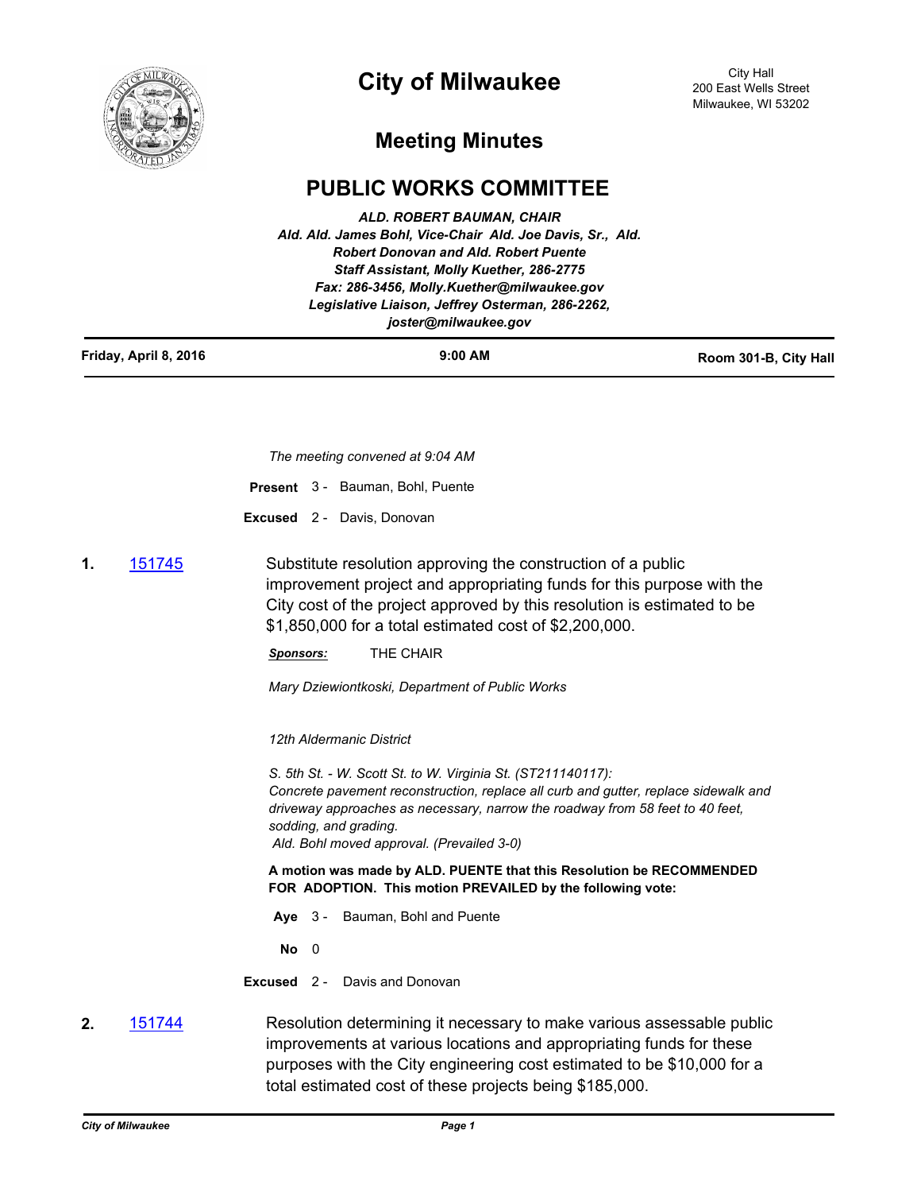# City of Milwaukee

City Hall
200 East Wells Street
Milwaukee, WI 53202

## Meeting Minutes

## PUBLIC WORKS COMMITTEE

***ALD. ROBERT BAUMAN, CHAIR***
***Ald. Ald. James Bohl, Vice-Chair Ald. Joe Davis, Sr., Ald. Robert Donovan and Ald. Robert Puente***
***Staff Assistant, Molly Kuether, 286-2775***
***Fax: 286-3456, Molly.Kuether@milwaukee.gov***
***Legislative Liaison, Jeffrey Osterman, 286-2262, joster@milwaukee.gov***

| **Friday, April 8, 2016** | **9:00 AM** | **Room 301-B, City Hall** |
|---|---|---|

*The meeting convened at 9:04 AM*

**Present** 3 - Bauman, Bohl, Puente

**Excused** 2 - Davis, Donovan

**1.** 151745 Substitute resolution approving the construction of a public improvement project and appropriating funds for this purpose with the City cost of the project approved by this resolution is estimated to be $1,850,000 for a total estimated cost of $2,200,000.

***Sponsors:*** THE CHAIR

*Mary Dziewiontkoski, Department of Public Works*

*12th Aldermanic District*

*S. 5th St. - W. Scott St. to W. Virginia St. (ST211140117):*
*Concrete pavement reconstruction, replace all curb and gutter, replace sidewalk and driveway approaches as necessary, narrow the roadway from 58 feet to 40 feet, sodding, and grading.*
*Ald. Bohl moved approval. (Prevailed 3-0)*

**A motion was made by ALD. PUENTE that this Resolution be RECOMMENDED FOR ADOPTION. This motion PREVAILED by the following vote:**

**Aye** 3 - Bauman, Bohl and Puente

**No** 0

**Excused** 2 - Davis and Donovan

**2.** 151744 Resolution determining it necessary to make various assessable public improvements at various locations and appropriating funds for these purposes with the City engineering cost estimated to be $10,000 for a total estimated cost of these projects being $185,000.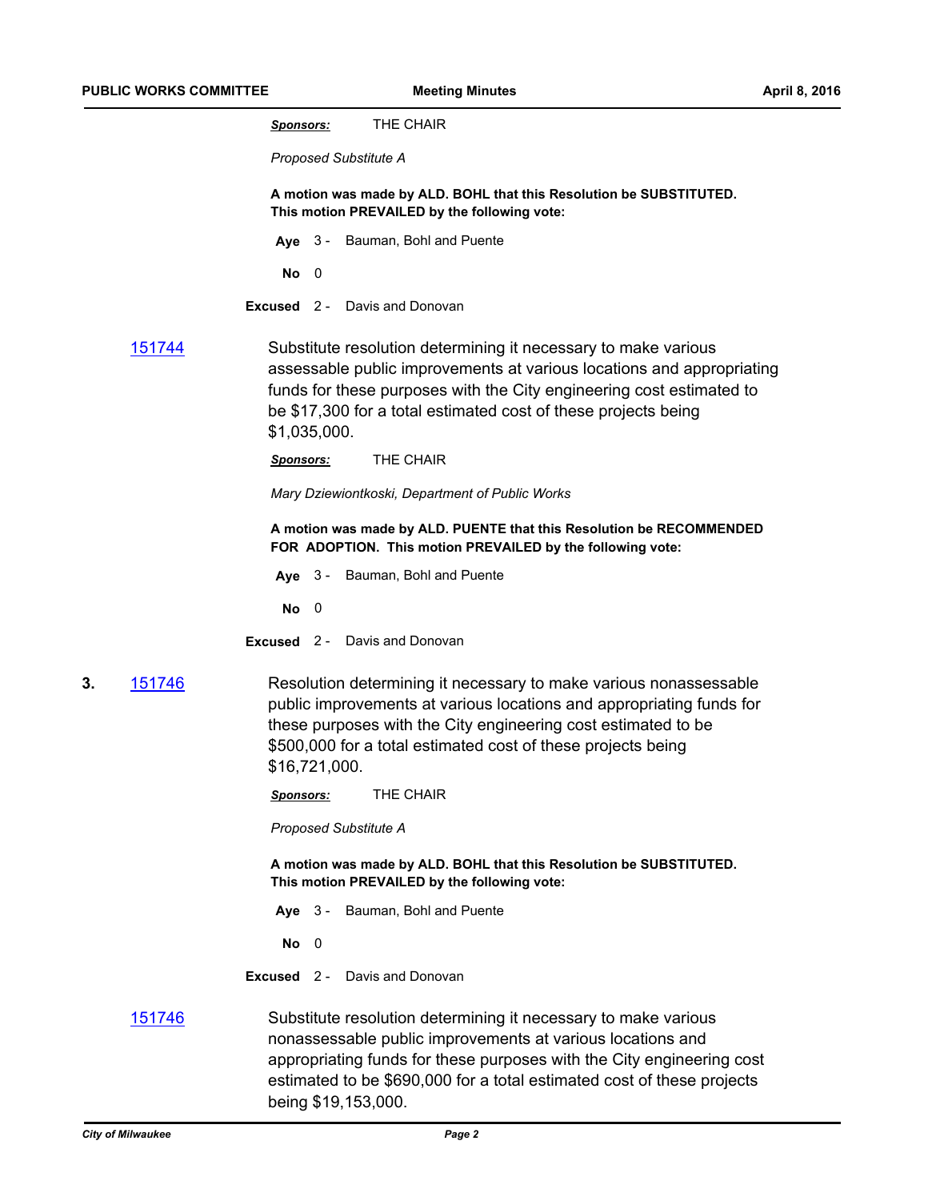***Sponsors:*** THE CHAIR

*Proposed Substitute A*

**A motion was made by ALD. BOHL that this Resolution be SUBSTITUTED. This motion PREVAILED by the following vote:**

**Aye** 3 - Bauman, Bohl and Puente

**No** 0

**Excused** 2 - Davis and Donovan

[151744](#) Substitute resolution determining it necessary to make various assessable public improvements at various locations and appropriating funds for these purposes with the City engineering cost estimated to be $17,300 for a total estimated cost of these projects being $1,035,000.

***Sponsors:*** THE CHAIR

*Mary Dziewiontkoski, Department of Public Works*

**A motion was made by ALD. PUENTE that this Resolution be RECOMMENDED FOR ADOPTION. This motion PREVAILED by the following vote:**

**Aye** 3 - Bauman, Bohl and Puente

**No** 0

**Excused** 2 - Davis and Donovan

**3.** [151746](#) Resolution determining it necessary to make various nonassessable public improvements at various locations and appropriating funds for these purposes with the City engineering cost estimated to be $500,000 for a total estimated cost of these projects being $16,721,000.

***Sponsors:*** THE CHAIR

*Proposed Substitute A*

**A motion was made by ALD. BOHL that this Resolution be SUBSTITUTED. This motion PREVAILED by the following vote:**

**Aye** 3 - Bauman, Bohl and Puente

**No** 0

**Excused** 2 - Davis and Donovan

[151746](#) Substitute resolution determining it necessary to make various nonassessable public improvements at various locations and appropriating funds for these purposes with the City engineering cost estimated to be $690,000 for a total estimated cost of these projects being $19,153,000.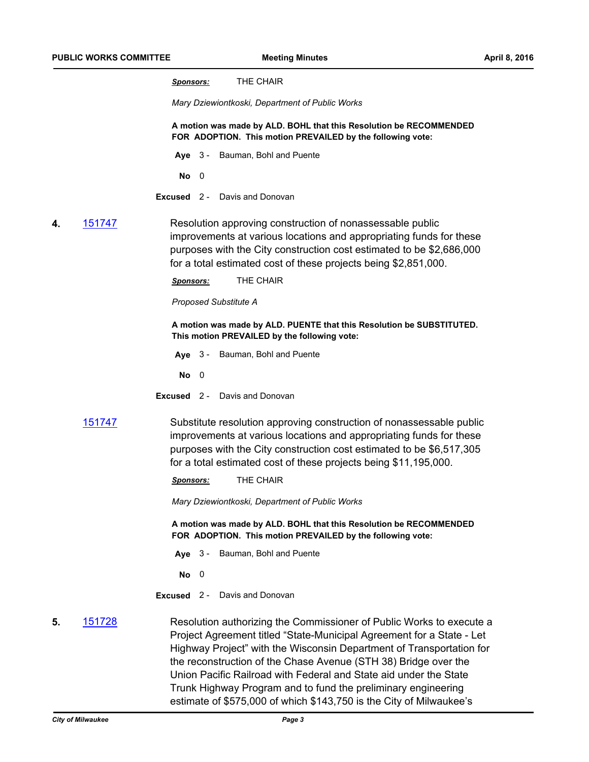***Sponsors:*** THE CHAIR

*Mary Dziewiontkoski, Department of Public Works*

**A motion was made by ALD. BOHL that this Resolution be RECOMMENDED FOR ADOPTION. This motion PREVAILED by the following vote:**

**Aye** 3 - Bauman, Bohl and Puente

**No** 0

**Excused** 2 - Davis and Donovan

**4.** [151747](151747)

Resolution approving construction of nonassessable public improvements at various locations and appropriating funds for these purposes with the City construction cost estimated to be $2,686,000 for a total estimated cost of these projects being $2,851,000.

***Sponsors:*** THE CHAIR

*Proposed Substitute A*

**A motion was made by ALD. PUENTE that this Resolution be SUBSTITUTED. This motion PREVAILED by the following vote:**

**Aye** 3 - Bauman, Bohl and Puente

**No** 0

**Excused** 2 - Davis and Donovan

[151747](151747)

Substitute resolution approving construction of nonassessable public improvements at various locations and appropriating funds for these purposes with the City construction cost estimated to be $6,517,305 for a total estimated cost of these projects being $11,195,000.

***Sponsors:*** THE CHAIR

*Mary Dziewiontkoski, Department of Public Works*

**A motion was made by ALD. BOHL that this Resolution be RECOMMENDED FOR ADOPTION. This motion PREVAILED by the following vote:**

**Aye** 3 - Bauman, Bohl and Puente

**No** 0

**Excused** 2 - Davis and Donovan

**5.** [151728](151728)

Resolution authorizing the Commissioner of Public Works to execute a Project Agreement titled "State-Municipal Agreement for a State - Let Highway Project" with the Wisconsin Department of Transportation for the reconstruction of the Chase Avenue (STH 38) Bridge over the Union Pacific Railroad with Federal and State aid under the State Trunk Highway Program and to fund the preliminary engineering estimate of $575,000 of which $143,750 is the City of Milwaukee's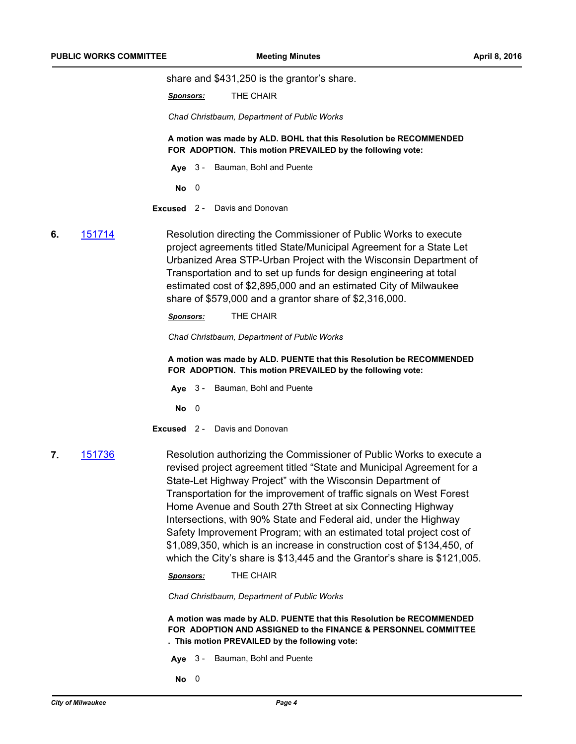share and $431,250 is the grantor's share.

***Sponsors:*** THE CHAIR

*Chad Christbaum, Department of Public Works*

**A motion was made by ALD. BOHL that this Resolution be RECOMMENDED FOR ADOPTION. This motion PREVAILED by the following vote:**

**Aye** 3 - Bauman, Bohl and Puente

**No** 0

**Excused** 2 - Davis and Donovan

**6.** 151714 Resolution directing the Commissioner of Public Works to execute project agreements titled State/Municipal Agreement for a State Let Urbanized Area STP-Urban Project with the Wisconsin Department of Transportation and to set up funds for design engineering at total estimated cost of $2,895,000 and an estimated City of Milwaukee share of $579,000 and a grantor share of $2,316,000.

***Sponsors:*** THE CHAIR

*Chad Christbaum, Department of Public Works*

**A motion was made by ALD. PUENTE that this Resolution be RECOMMENDED FOR ADOPTION. This motion PREVAILED by the following vote:**

**Aye** 3 - Bauman, Bohl and Puente

**No** 0

**Excused** 2 - Davis and Donovan

**7.** 151736 Resolution authorizing the Commissioner of Public Works to execute a revised project agreement titled "State and Municipal Agreement for a State-Let Highway Project" with the Wisconsin Department of Transportation for the improvement of traffic signals on West Forest Home Avenue and South 27th Street at six Connecting Highway Intersections, with 90% State and Federal aid, under the Highway Safety Improvement Program; with an estimated total project cost of $1,089,350, which is an increase in construction cost of $134,450, of which the City's share is $13,445 and the Grantor's share is $121,005.

***Sponsors:*** THE CHAIR

*Chad Christbaum, Department of Public Works*

**A motion was made by ALD. PUENTE that this Resolution be RECOMMENDED FOR ADOPTION AND ASSIGNED to the FINANCE & PERSONNEL COMMITTEE . This motion PREVAILED by the following vote:**

**Aye** 3 - Bauman, Bohl and Puente

**No** 0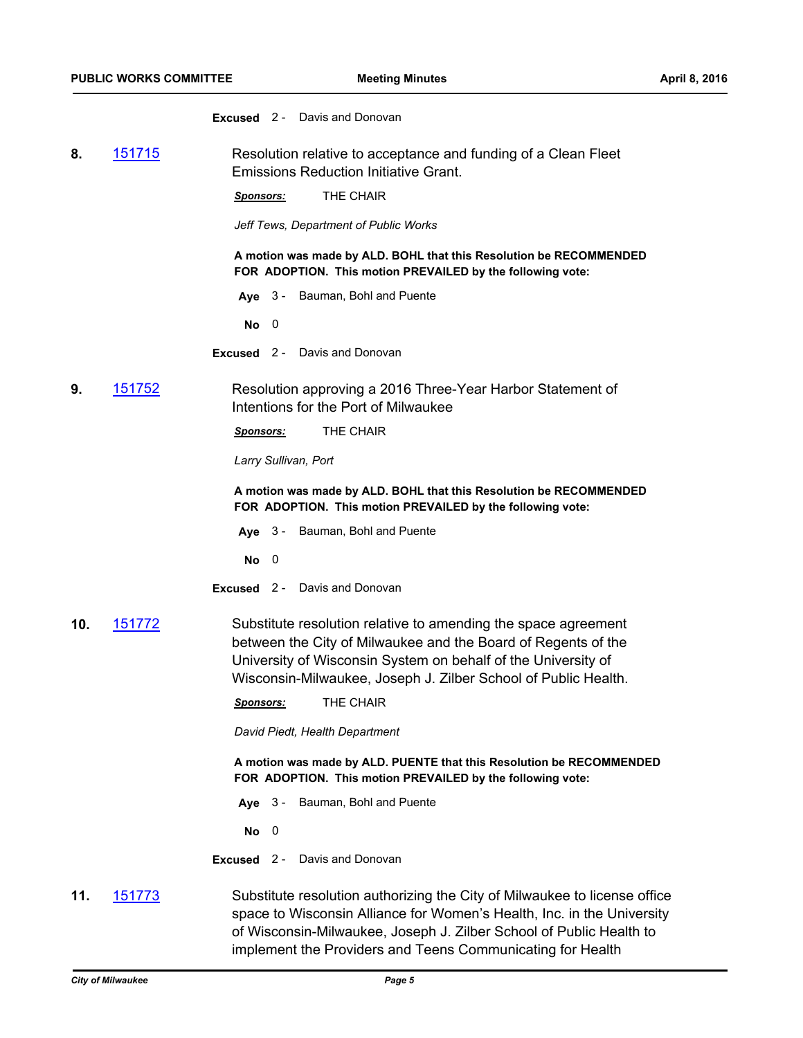**Excused** 2 - Davis and Donovan

**8.** [151715](151715) Resolution relative to acceptance and funding of a Clean Fleet Emissions Reduction Initiative Grant.

***Sponsors:*** THE CHAIR

*Jeff Tews, Department of Public Works*

**A motion was made by ALD. BOHL that this Resolution be RECOMMENDED FOR ADOPTION. This motion PREVAILED by the following vote:**

**Aye** 3 - Bauman, Bohl and Puente

**No** 0

**Excused** 2 - Davis and Donovan

**9.** [151752](151752) Resolution approving a 2016 Three-Year Harbor Statement of Intentions for the Port of Milwaukee

***Sponsors:*** THE CHAIR

*Larry Sullivan, Port*

**A motion was made by ALD. BOHL that this Resolution be RECOMMENDED FOR ADOPTION. This motion PREVAILED by the following vote:**

**Aye** 3 - Bauman, Bohl and Puente

**No** 0

**Excused** 2 - Davis and Donovan

**10.** [151772](151772) Substitute resolution relative to amending the space agreement between the City of Milwaukee and the Board of Regents of the University of Wisconsin System on behalf of the University of Wisconsin-Milwaukee, Joseph J. Zilber School of Public Health.

***Sponsors:*** THE CHAIR

*David Piedt, Health Department*

**A motion was made by ALD. PUENTE that this Resolution be RECOMMENDED FOR ADOPTION. This motion PREVAILED by the following vote:**

**Aye** 3 - Bauman, Bohl and Puente

**No** 0

**Excused** 2 - Davis and Donovan

**11.** [151773](151773) Substitute resolution authorizing the City of Milwaukee to license office space to Wisconsin Alliance for Women's Health, Inc. in the University of Wisconsin-Milwaukee, Joseph J. Zilber School of Public Health to implement the Providers and Teens Communicating for Health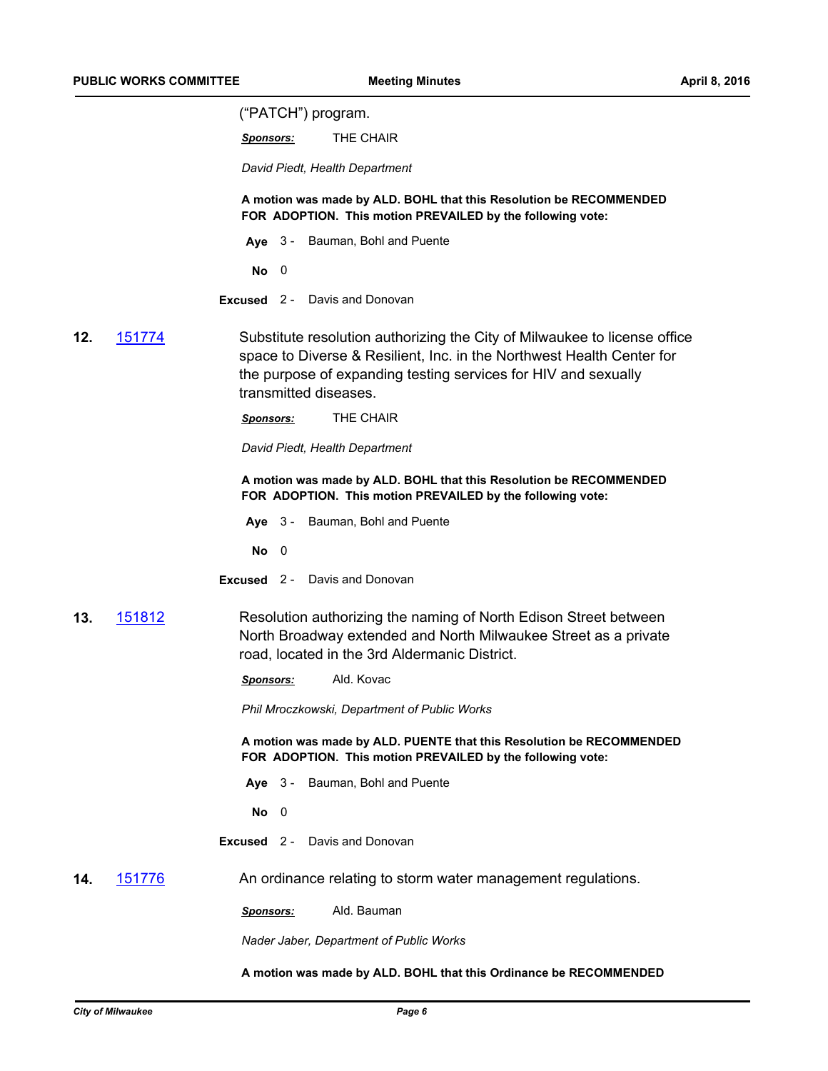("PATCH") program.

***Sponsors:*** THE CHAIR

*David Piedt, Health Department*

**A motion was made by ALD. BOHL that this Resolution be RECOMMENDED FOR ADOPTION. This motion PREVAILED by the following vote:**

**Aye** 3 - Bauman, Bohl and Puente

**No** 0

**Excused** 2 - Davis and Donovan

**12.** [151774](151774) Substitute resolution authorizing the City of Milwaukee to license office space to Diverse & Resilient, Inc. in the Northwest Health Center for the purpose of expanding testing services for HIV and sexually transmitted diseases.

***Sponsors:*** THE CHAIR

*David Piedt, Health Department*

**A motion was made by ALD. BOHL that this Resolution be RECOMMENDED FOR ADOPTION. This motion PREVAILED by the following vote:**

**Aye** 3 - Bauman, Bohl and Puente

**No** 0

**Excused** 2 - Davis and Donovan

**13.** [151812](151812) Resolution authorizing the naming of North Edison Street between North Broadway extended and North Milwaukee Street as a private road, located in the 3rd Aldermanic District.

***Sponsors:*** Ald. Kovac

*Phil Mroczkowski, Department of Public Works*

**A motion was made by ALD. PUENTE that this Resolution be RECOMMENDED FOR ADOPTION. This motion PREVAILED by the following vote:**

**Aye** 3 - Bauman, Bohl and Puente

**No** 0

**Excused** 2 - Davis and Donovan

**14.** [151776](151776) An ordinance relating to storm water management regulations.

***Sponsors:*** Ald. Bauman

*Nader Jaber, Department of Public Works*

**A motion was made by ALD. BOHL that this Ordinance be RECOMMENDED**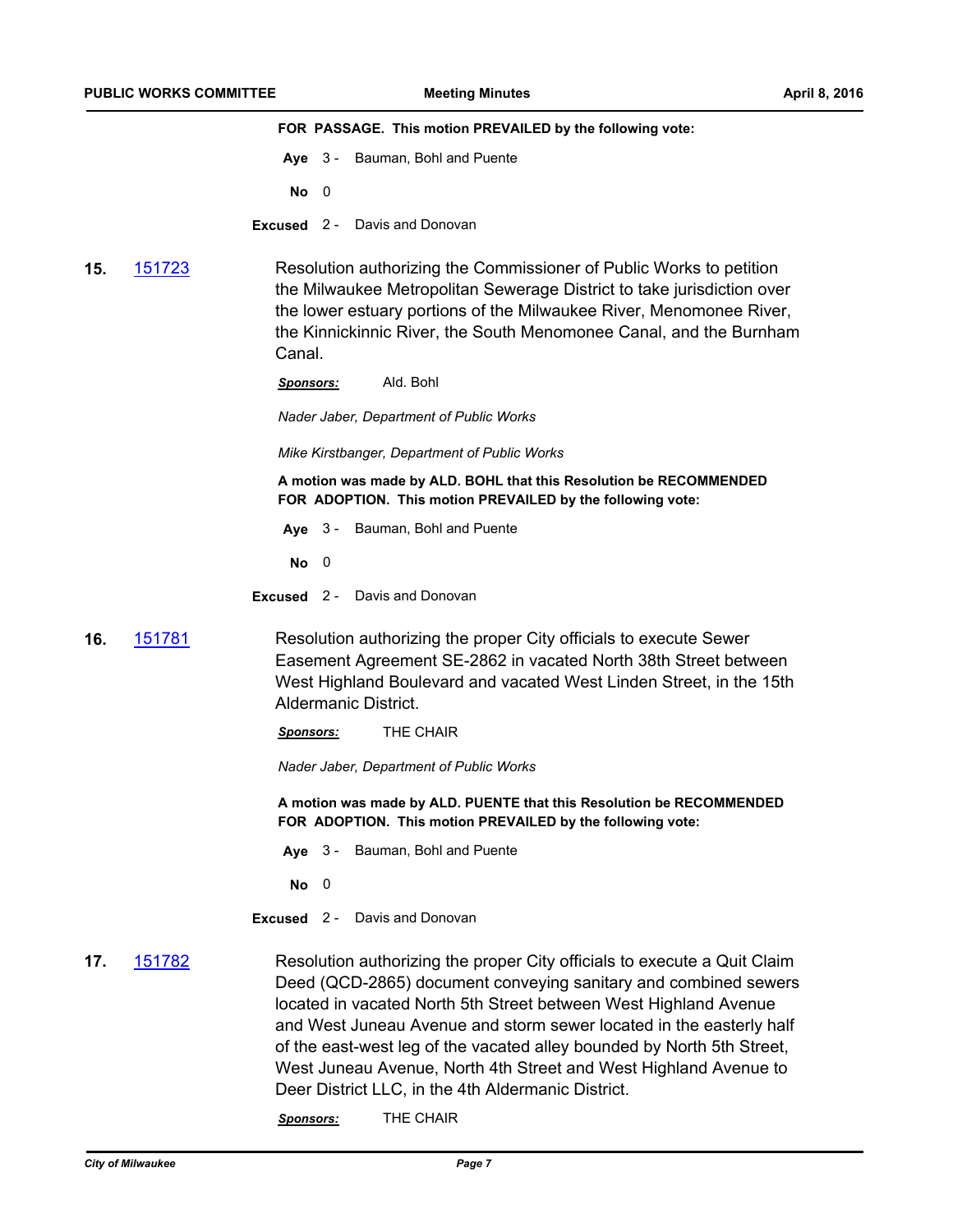**FOR PASSAGE. This motion PREVAILED by the following vote:**

**Aye** 3 - Bauman, Bohl and Puente

**No** 0

**Excused** 2 - Davis and Donovan

**15.** 151723 Resolution authorizing the Commissioner of Public Works to petition the Milwaukee Metropolitan Sewerage District to take jurisdiction over the lower estuary portions of the Milwaukee River, Menomonee River, the Kinnickinnic River, the South Menomonee Canal, and the Burnham Canal.

***Sponsors:*** Ald. Bohl

*Nader Jaber, Department of Public Works*

*Mike Kirstbanger, Department of Public Works*

**A motion was made by ALD. BOHL that this Resolution be RECOMMENDED FOR ADOPTION. This motion PREVAILED by the following vote:**

**Aye** 3 - Bauman, Bohl and Puente

**No** 0

**Excused** 2 - Davis and Donovan

**16.** 151781 Resolution authorizing the proper City officials to execute Sewer Easement Agreement SE-2862 in vacated North 38th Street between West Highland Boulevard and vacated West Linden Street, in the 15th Aldermanic District.

***Sponsors:*** THE CHAIR

*Nader Jaber, Department of Public Works*

**A motion was made by ALD. PUENTE that this Resolution be RECOMMENDED FOR ADOPTION. This motion PREVAILED by the following vote:**

**Aye** 3 - Bauman, Bohl and Puente

**No** 0

**Excused** 2 - Davis and Donovan

**17.** 151782 Resolution authorizing the proper City officials to execute a Quit Claim Deed (QCD-2865) document conveying sanitary and combined sewers located in vacated North 5th Street between West Highland Avenue and West Juneau Avenue and storm sewer located in the easterly half of the east-west leg of the vacated alley bounded by North 5th Street, West Juneau Avenue, North 4th Street and West Highland Avenue to Deer District LLC, in the 4th Aldermanic District.

***Sponsors:*** THE CHAIR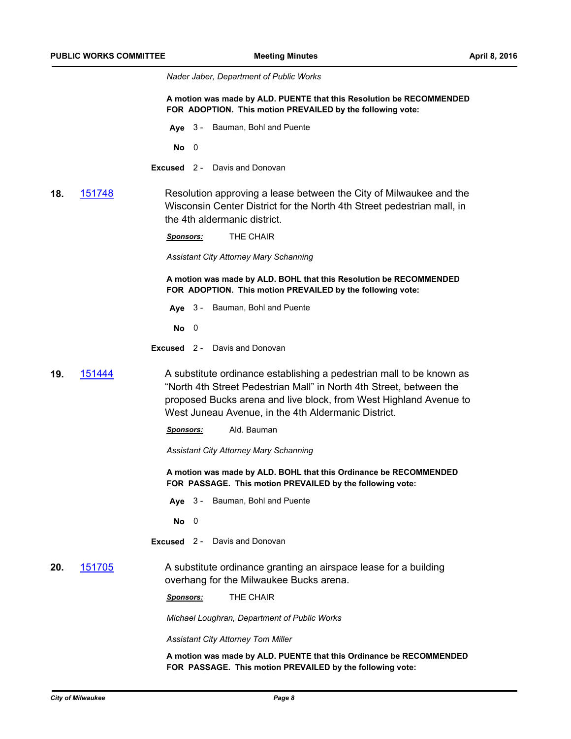*Nader Jaber, Department of Public Works*

**A motion was made by ALD. PUENTE that this Resolution be RECOMMENDED FOR ADOPTION. This motion PREVAILED by the following vote:**

**Aye** 3 - Bauman, Bohl and Puente

**No** 0

**Excused** 2 - Davis and Donovan

**18.** 151748 Resolution approving a lease between the City of Milwaukee and the Wisconsin Center District for the North 4th Street pedestrian mall, in the 4th aldermanic district.

***Sponsors:*** THE CHAIR

*Assistant City Attorney Mary Schanning*

**A motion was made by ALD. BOHL that this Resolution be RECOMMENDED FOR ADOPTION. This motion PREVAILED by the following vote:**

**Aye** 3 - Bauman, Bohl and Puente

**No** 0

**Excused** 2 - Davis and Donovan

**19.** 151444 A substitute ordinance establishing a pedestrian mall to be known as "North 4th Street Pedestrian Mall" in North 4th Street, between the proposed Bucks arena and live block, from West Highland Avenue to West Juneau Avenue, in the 4th Aldermanic District.

***Sponsors:*** Ald. Bauman

*Assistant City Attorney Mary Schanning*

**A motion was made by ALD. BOHL that this Ordinance be RECOMMENDED FOR PASSAGE. This motion PREVAILED by the following vote:**

**Aye** 3 - Bauman, Bohl and Puente

**No** 0

**Excused** 2 - Davis and Donovan

**20.** 151705 A substitute ordinance granting an airspace lease for a building overhang for the Milwaukee Bucks arena.

***Sponsors:*** THE CHAIR

*Michael Loughran, Department of Public Works*

*Assistant City Attorney Tom Miller*

**A motion was made by ALD. PUENTE that this Ordinance be RECOMMENDED FOR PASSAGE. This motion PREVAILED by the following vote:**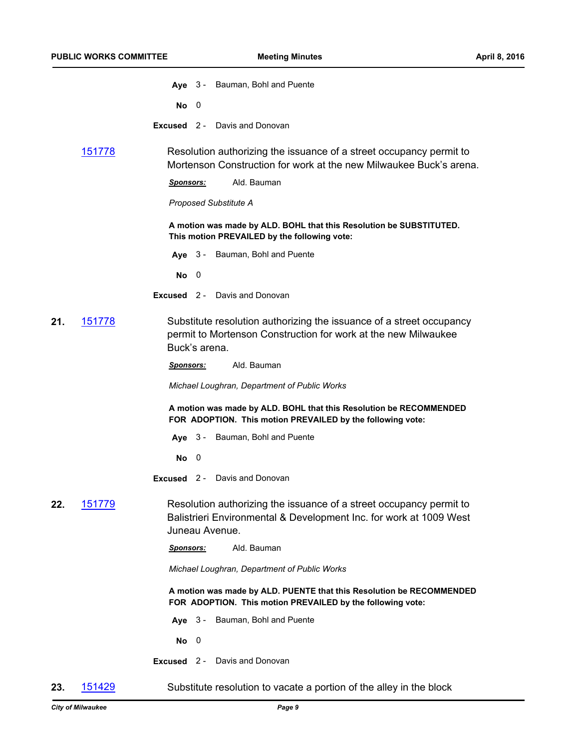**Aye** 3 - Bauman, Bohl and Puente

**No** 0

**Excused** 2 - Davis and Donovan

151778 Resolution authorizing the issuance of a street occupancy permit to Mortenson Construction for work at the new Milwaukee Buck's arena.

***Sponsors:*** Ald. Bauman

*Proposed Substitute A*

**A motion was made by ALD. BOHL that this Resolution be SUBSTITUTED. This motion PREVAILED by the following vote:**

**Aye** 3 - Bauman, Bohl and Puente

**No** 0

**Excused** 2 - Davis and Donovan

**21.** 151778 Substitute resolution authorizing the issuance of a street occupancy permit to Mortenson Construction for work at the new Milwaukee Buck's arena.

***Sponsors:*** Ald. Bauman

*Michael Loughran, Department of Public Works*

**A motion was made by ALD. BOHL that this Resolution be RECOMMENDED FOR ADOPTION. This motion PREVAILED by the following vote:**

**Aye** 3 - Bauman, Bohl and Puente

**No** 0

**Excused** 2 - Davis and Donovan

**22.** 151779 Resolution authorizing the issuance of a street occupancy permit to Balistrieri Environmental & Development Inc. for work at 1009 West Juneau Avenue.

***Sponsors:*** Ald. Bauman

*Michael Loughran, Department of Public Works*

**A motion was made by ALD. PUENTE that this Resolution be RECOMMENDED FOR ADOPTION. This motion PREVAILED by the following vote:**

**Aye** 3 - Bauman, Bohl and Puente

**No** 0

**Excused** 2 - Davis and Donovan

**23.** 151429 Substitute resolution to vacate a portion of the alley in the block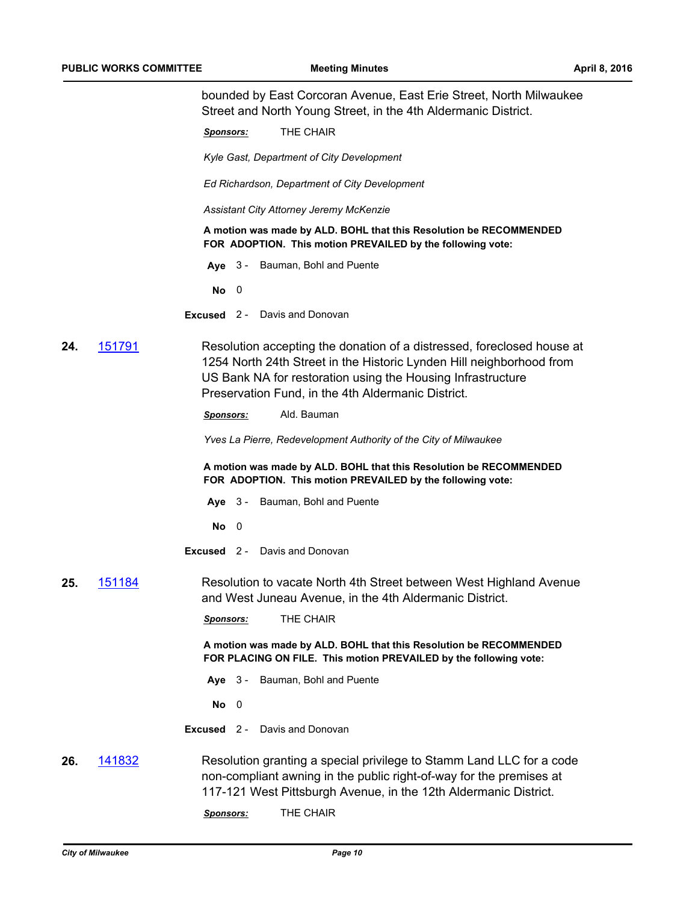bounded by East Corcoran Avenue, East Erie Street, North Milwaukee Street and North Young Street, in the 4th Aldermanic District.

***Sponsors:*** THE CHAIR

*Kyle Gast, Department of City Development*

*Ed Richardson, Department of City Development*

*Assistant City Attorney Jeremy McKenzie*

**A motion was made by ALD. BOHL that this Resolution be RECOMMENDED FOR ADOPTION. This motion PREVAILED by the following vote:**

**Aye** 3 - Bauman, Bohl and Puente

**No** 0

**Excused** 2 - Davis and Donovan

**24.** 151791 Resolution accepting the donation of a distressed, foreclosed house at 1254 North 24th Street in the Historic Lynden Hill neighborhood from US Bank NA for restoration using the Housing Infrastructure Preservation Fund, in the 4th Aldermanic District.

***Sponsors:*** Ald. Bauman

*Yves La Pierre, Redevelopment Authority of the City of Milwaukee*

**A motion was made by ALD. BOHL that this Resolution be RECOMMENDED FOR ADOPTION. This motion PREVAILED by the following vote:**

**Aye** 3 - Bauman, Bohl and Puente

**No** 0

**Excused** 2 - Davis and Donovan

**25.** 151184 Resolution to vacate North 4th Street between West Highland Avenue and West Juneau Avenue, in the 4th Aldermanic District.

***Sponsors:*** THE CHAIR

**A motion was made by ALD. BOHL that this Resolution be RECOMMENDED FOR PLACING ON FILE. This motion PREVAILED by the following vote:**

**Aye** 3 - Bauman, Bohl and Puente

**No** 0

**Excused** 2 - Davis and Donovan

**26.** 141832 Resolution granting a special privilege to Stamm Land LLC for a code non-compliant awning in the public right-of-way for the premises at 117-121 West Pittsburgh Avenue, in the 12th Aldermanic District.

***Sponsors:*** THE CHAIR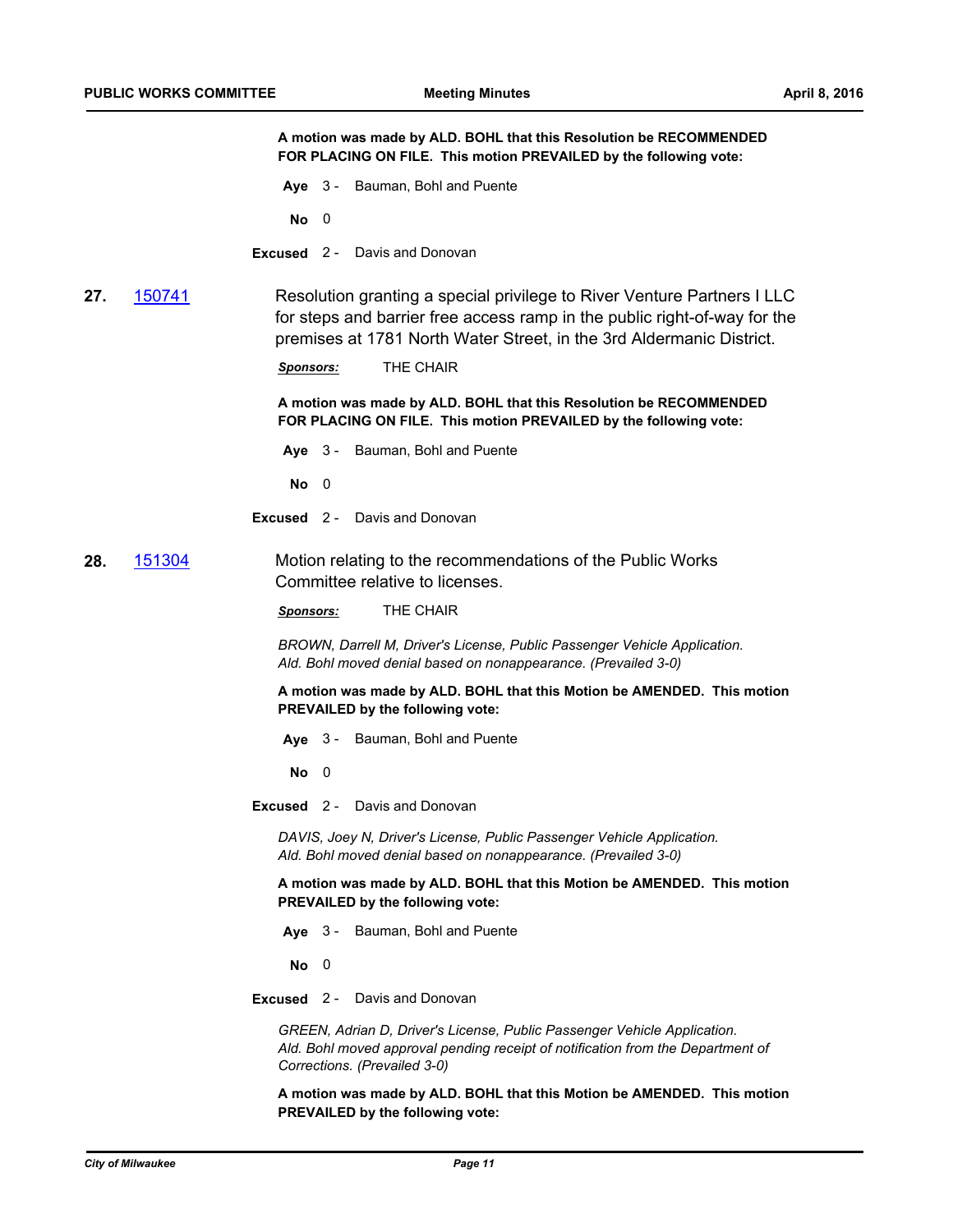**A motion was made by ALD. BOHL that this Resolution be RECOMMENDED FOR PLACING ON FILE. This motion PREVAILED by the following vote:**

**Aye** 3 - Bauman, Bohl and Puente

**No** 0

**Excused** 2 - Davis and Donovan

**27.** 150741 Resolution granting a special privilege to River Venture Partners I LLC for steps and barrier free access ramp in the public right-of-way for the premises at 1781 North Water Street, in the 3rd Aldermanic District.

***Sponsors:*** THE CHAIR

**A motion was made by ALD. BOHL that this Resolution be RECOMMENDED FOR PLACING ON FILE. This motion PREVAILED by the following vote:**

**Aye** 3 - Bauman, Bohl and Puente

**No** 0

**Excused** 2 - Davis and Donovan

**28.** 151304 Motion relating to the recommendations of the Public Works Committee relative to licenses.

***Sponsors:*** THE CHAIR

*BROWN, Darrell M, Driver's License, Public Passenger Vehicle Application. Ald. Bohl moved denial based on nonappearance. (Prevailed 3-0)*

**A motion was made by ALD. BOHL that this Motion be AMENDED. This motion PREVAILED by the following vote:**

**Aye** 3 - Bauman, Bohl and Puente

**No** 0

**Excused** 2 - Davis and Donovan

*DAVIS, Joey N, Driver's License, Public Passenger Vehicle Application. Ald. Bohl moved denial based on nonappearance. (Prevailed 3-0)*

**A motion was made by ALD. BOHL that this Motion be AMENDED. This motion PREVAILED by the following vote:**

**Aye** 3 - Bauman, Bohl and Puente

**No** 0

**Excused** 2 - Davis and Donovan

*GREEN, Adrian D, Driver's License, Public Passenger Vehicle Application. Ald. Bohl moved approval pending receipt of notification from the Department of Corrections. (Prevailed 3-0)*

**A motion was made by ALD. BOHL that this Motion be AMENDED. This motion PREVAILED by the following vote:**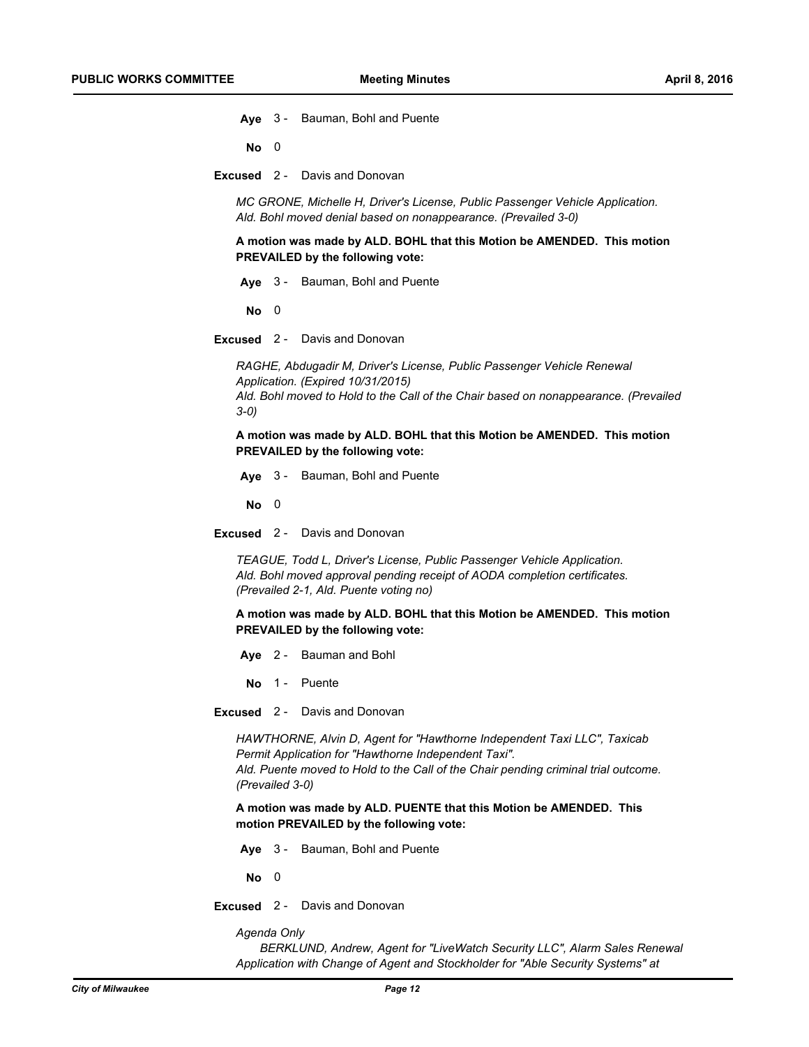**Aye** 3 - Bauman, Bohl and Puente

**No** 0

**Excused** 2 - Davis and Donovan

*MC GRONE, Michelle H, Driver's License, Public Passenger Vehicle Application. Ald. Bohl moved denial based on nonappearance. (Prevailed 3-0)*

**A motion was made by ALD. BOHL that this Motion be AMENDED. This motion PREVAILED by the following vote:**

**Aye** 3 - Bauman, Bohl and Puente

**No** 0

**Excused** 2 - Davis and Donovan

*RAGHE, Abdugadir M, Driver's License, Public Passenger Vehicle Renewal Application. (Expired 10/31/2015)*
*Ald. Bohl moved to Hold to the Call of the Chair based on nonappearance. (Prevailed 3-0)*

**A motion was made by ALD. BOHL that this Motion be AMENDED. This motion PREVAILED by the following vote:**

**Aye** 3 - Bauman, Bohl and Puente

**No** 0

**Excused** 2 - Davis and Donovan

*TEAGUE, Todd L, Driver's License, Public Passenger Vehicle Application. Ald. Bohl moved approval pending receipt of AODA completion certificates. (Prevailed 2-1, Ald. Puente voting no)*

**A motion was made by ALD. BOHL that this Motion be AMENDED. This motion PREVAILED by the following vote:**

**Aye** 2 - Bauman and Bohl

**No** 1 - Puente

**Excused** 2 - Davis and Donovan

*HAWTHORNE, Alvin D, Agent for "Hawthorne Independent Taxi LLC", Taxicab Permit Application for "Hawthorne Independent Taxi".*
*Ald. Puente moved to Hold to the Call of the Chair pending criminal trial outcome. (Prevailed 3-0)*

**A motion was made by ALD. PUENTE that this Motion be AMENDED. This motion PREVAILED by the following vote:**

**Aye** 3 - Bauman, Bohl and Puente

**No** 0

**Excused** 2 - Davis and Donovan

*Agenda Only*
*BERKLUND, Andrew, Agent for "LiveWatch Security LLC", Alarm Sales Renewal Application with Change of Agent and Stockholder for "Able Security Systems" at*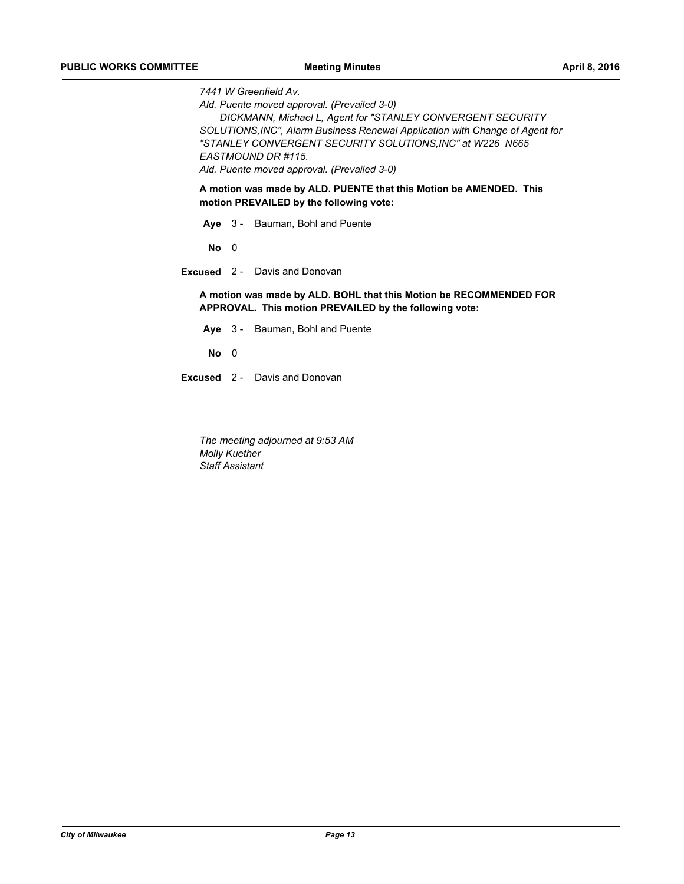*7441 W Greenfield Av.*
*Ald. Puente moved approval. (Prevailed 3-0)*
*DICKMANN, Michael L, Agent for "STANLEY CONVERGENT SECURITY SOLUTIONS,INC", Alarm Business Renewal Application with Change of Agent for "STANLEY CONVERGENT SECURITY SOLUTIONS,INC" at W226 N665 EASTMOUND DR #115.*
*Ald. Puente moved approval. (Prevailed 3-0)*

**A motion was made by ALD. PUENTE that this Motion be AMENDED. This motion PREVAILED by the following vote:**

**Aye** 3 - Bauman, Bohl and Puente

**No** 0

**Excused** 2 - Davis and Donovan

**A motion was made by ALD. BOHL that this Motion be RECOMMENDED FOR APPROVAL. This motion PREVAILED by the following vote:**

**Aye** 3 - Bauman, Bohl and Puente

**No** 0

**Excused** 2 - Davis and Donovan

*The meeting adjourned at 9:53 AM*
*Molly Kuether*
*Staff Assistant*